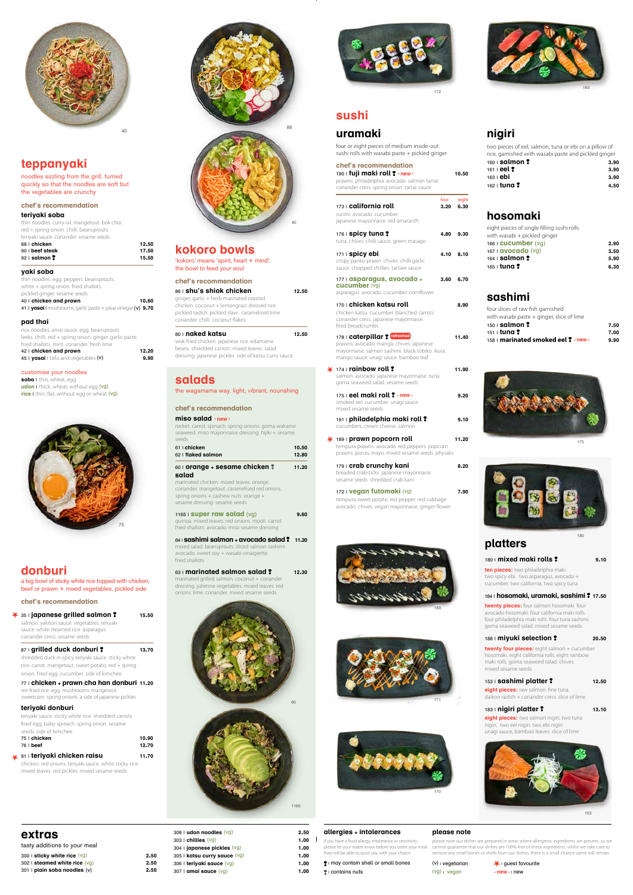## teppanyaki

noodles sizzling from the grill. turned quickly so that the noodles are soft but the vegetables are crunchy

### chef's recommendation

**teriyaki soba**

thin noodles. curry oil. mangetout. bok choi. red + spring onion. chilli. beansprouts. teriyaki sauce. coriander. sesame seeds

| | |
|---|---|
| 88 I **chicken** | 12.50 |
| 90 I **beef steak** | 17.50 |
| 92 I **salmon** | 15.50 |

**yaki soba**

thin noodles. egg. peppers. beansprouts. white + spring onion. chilli. fried shallots. pickled ginger. sesame seeds

| | |
|---|---|
| 40 I **chicken and prawn** | 10.60 |
| 41 I **yasai** I mushrooms, garlic paste + yasai vinegar (v) | 9.70 |

**pad thai**

rice noodles. amai sauce. egg. beansprouts. leeks. chilli. red + spring onion. ginger. garlic paste. fried shallots. mint. coriander. fresh lime

| | |
|---|---|
| 42 I **chicken and prawn** | 12.20 |
| 45 I **yasai** I tofu and vegetables (v) | 9.90 |

customise your noodles

**soba** I thin, wheat, egg
**udon** I thick, wheat, without egg (vg)
**rice** I thin, flat, without egg or wheat (vg)

## donburi

a big bowl of sticky white rice topped with chicken, beef or prawn + mixed vegetables, pickled side

### chef's recommendation

| | |
|---|---|
| 35 I **japanese grilled salmon** — salmon. yakitori sauce. vegetables. teriyaki sauce. white steamed rice. asparagus. coriander cress. sesame seeds | 15.50 |
| 87 I **grilled duck donburi** — shredded duck in spicy teriyaki sauce. sticky white rice. carrot. mangetout. sweet potato. red + spring onion. fried egg. cucumber. side of kimchee | 13.70 |
| 77 I **chicken + prawn cha han donburi** — stir-fried rice. egg. mushrooms. mangetout. sweetcorn. spring onions. a side of japanese pickles | 11.20 |

**teriyaki donburi**

teriyaki sauce. sticky white rice. shredded carrots. fried egg. baby spinach. spring onion. sesame seeds. side of kimchee

| | |
|---|---|
| 75 I **chicken** | 10.90 |
| 76 I **beef** | 12.70 |
| 91 I **teriyaki chicken raisu** — chicken. red onions. teriyaki sauce. white sticky rice. mixed leaves. red pickles. mixed sesame seeds | 11.70 |

## kokoro bowls

'kokoro' means 'spirit, heart + mind'. the bowl to feed your soul

### chef's recommendation

| | |
|---|---|
| 86 I **shu's shiok chicken** — ginger, garlic + herb marinated roasted chicken. coconut + lemongrass dressed rice. pickled radish. pickled slaw. caramelised lime. coriander. chilli. coconut flakes | 12.50 |
| 80 I **naked katsu** — wok fried chicken. japanese rice. edamame beans. shredded carrots. mixed leaves. salad dressing. japanese pickles. side of katsu curry sauce | 12.50 |

## salads

the wagamama way. light, vibrant, nourishing

### chef's recommendation

**miso salad** · new ·

rocket. carrot. spinach. spring onions. goma wakame seaweed. miso mayonnaise dressing. hijiki + sesame seeds

| | |
|---|---|
| 61 I **chicken** | 10.50 |
| 62 I **flaked salmon** | 12.80 |
| 60 I **orange + sesame chicken salad** — marinated chicken. mixed leaves. orange. coriander. mangetout. caramelised red onions. spring onions + cashew nuts. orange + sesame dressing. sesame seeds | 11.20 |
| 1165 I **super raw salad** (vg) — quinoa. mixed leaves. red onions. mooli. carrot. fried shallots. avocado. miso sesame dressing | 9.60 |
| 64 I **sashimi salmon + avocado salad** — mixed salad. beansprouts. diced salmon sashimi. avocado. sweet soy + wasabi vinaigrette. fried shallots | 11.20 |
| 63 I **marinated salmon salad** — marinated grilled salmon. coconut + coriander dressing. julienne vegetables. mixed leaves. red onions. lime. coriander. mixed sesame seeds | 12.30 |

# sushi

## uramaki

four or eight pieces of medium inside-out sushi rolls with wasabi paste + pickled ginger

### chef's recommendation

| | | |
|---|---|---|
| 190 I **fuji maki roll** · new · — prawns. philadelphia. avocado. salmon tartar. coriander cress. spring onion. tartar sauce | | 10.50 |

| | four | eight |
|---|---|---|
| 173 I **california roll** — surimi. avocado. cucumber. japanese mayonnaise. red amaranth | 3.20 | 6.30 |
| 176 I **spicy tuna** — tuna. chives. chilli sauce. green masago | 4.80 | 9.30 |
| 171 I **spicy ebi** — crispy panko prawn. chives. chilli garlic sauce. chopped chillies. tartare sauce | 4.10 | 8.10 |
| 177 I **asparagus, avocado + cucumber** (vg) — asparagus. avocado. cucumber. cornflower | 3.60 | 6.70 |
| 170 I **chicken katsu roll** — chicken katsu. cucumber. blanched carrots. coriander cress. japanese mayonnaise. fried breadcrumbs | | 8.90 |
| 178 I **caterpillar** (refreshed) — prawns. avocado. mango. chives. japanese mayonnaise. salmon sashimi. black tobiko. ikura. mango sauce. unagi sauce. bamboo leaf | | 11.40 |
| 174 I **rainbow roll** — salmon. avocado. japanese mayonnaise. tuna. goma seaweed salad. sesame seeds | | 11.90 |
| 175 I **eel maki roll** · new · — smoked eel. cucumber. unagi sauce. mixed sesame seeds | | 9.20 |
| 191 I **philadelphia maki roll** — cucumbers. cream cheese. salmon | | 9.10 |
| 189 I **prawn popcorn roll** — tempura prawns. avocado. red peppers. popcorn prawns. ponzu mayo. mixed sesame seeds. physalis | | 11.20 |
| 179 I **crab crunchy kani** — breaded crabsticks. japanese mayonnaise. sesame seeds. shredded crab kani | | 8.20 |
| 172 I **vegan futomaki** (vg) — tempura sweet potato. red pepper. red cabbage. avocado. chives. vegan mayonnaise. ginger flower | | 7.90 |

## nigiri

two pieces of eel, salmon, tuna or ebi on a pillow of rice, garnished with wasabi paste and pickled ginger

| | |
|---|---|
| 160 I **salmon** | 3.90 |
| 161 I **eel** | 3.90 |
| 163 I **ebi** | 3.90 |
| 162 I **tuna** | 4.50 |

## hosomaki

eight pieces of single filling sushi rolls with wasabi + pickled ginger

| | |
|---|---|
| 166 I **cucumber** (vg) | 2.90 |
| 167 I **avocado** (vg) | 3.50 |
| 164 I **salmon** | 5.90 |
| 165 I **tuna** | 6.30 |

## sashimi

four slices of raw fish garnished with wasabi paste + ginger, slice of lime

| | |
|---|---|
| 150 I **salmon** | 7.50 |
| 151 I **tuna** | 7.00 |
| 158 I **marinated smoked eel** · new · | 9.90 |

## platters

| | |
|---|---|
| 180 I **mixed maki rolls** — **ten pieces:** two philadelphia maki. two spicy ebi. two asparagus, avocado + cucumber. two california. two spicy tuna | 9.10 |
| 184 I **hosomaki, uramaki, sashimi** — **twenty pieces:** four salmon hosomaki. four avocado hosomaki. four california maki rolls. four philadelphia maki rolls. four tuna sashimi. goma seaweed salad. mixed sesame seeds | 17.50 |
| 188 I **miyuki selection** — **twenty four pieces:** eight salmon + cucumber hosomaki. eight california rolls. eight rainbow maki rolls. goma seaweed salad. chives. mixed sesame seeds | 20.50 |
| 153 I **sashimi platter** — **eight pieces:** raw salmon. fine tuna. daikon radish + coriander cress. slice of lime | 12.50 |
| 183 I **nigiri platter** — **eight pieces:** two salmon nigiri. two tuna nigiri. two eel nigiri. two ebi nigiri. unagi sauce. bamboo leaves. slice of lime | 13.10 |

## extras

tasty additions to your meal

| | |
|---|---|
| 300 I **sticky white rice** (vg) | 2.50 |
| 302 I **steamed white rice** (vg) | 2.50 |
| 301 I **plain soba noodles** (v) | 2.50 |
| 308 I **udon noodles** (vg) | 2.50 |
| 303 I **chillies** (vg) | 1.00 |
| 304 I **japanese pickles** (vg) | 1.00 |
| 305 I **katsu curry sauce** (vg) | 1.00 |
| 306 I **teriyaki sauce** (vg) | 1.00 |
| 307 I **amai sauce** (vg) | 1.00 |

### allergies + intolerances

if you have a food allergy, intolerance or sensitivity please let your waiter know before you order your meal. they will be able to assist you with your choice

may contain shell or small bones
contains nuts

### please note

please note our dishes are prepared in areas where allergenic ingredients are present, so we cannot guarantee that our dishes are 100% free of these ingredients. whilst we take care to remove any small bones or shells from our dishes, there is a small chance some will remain

(v) I vegetarian
(vg) I vegan
guest favourite
· new · I new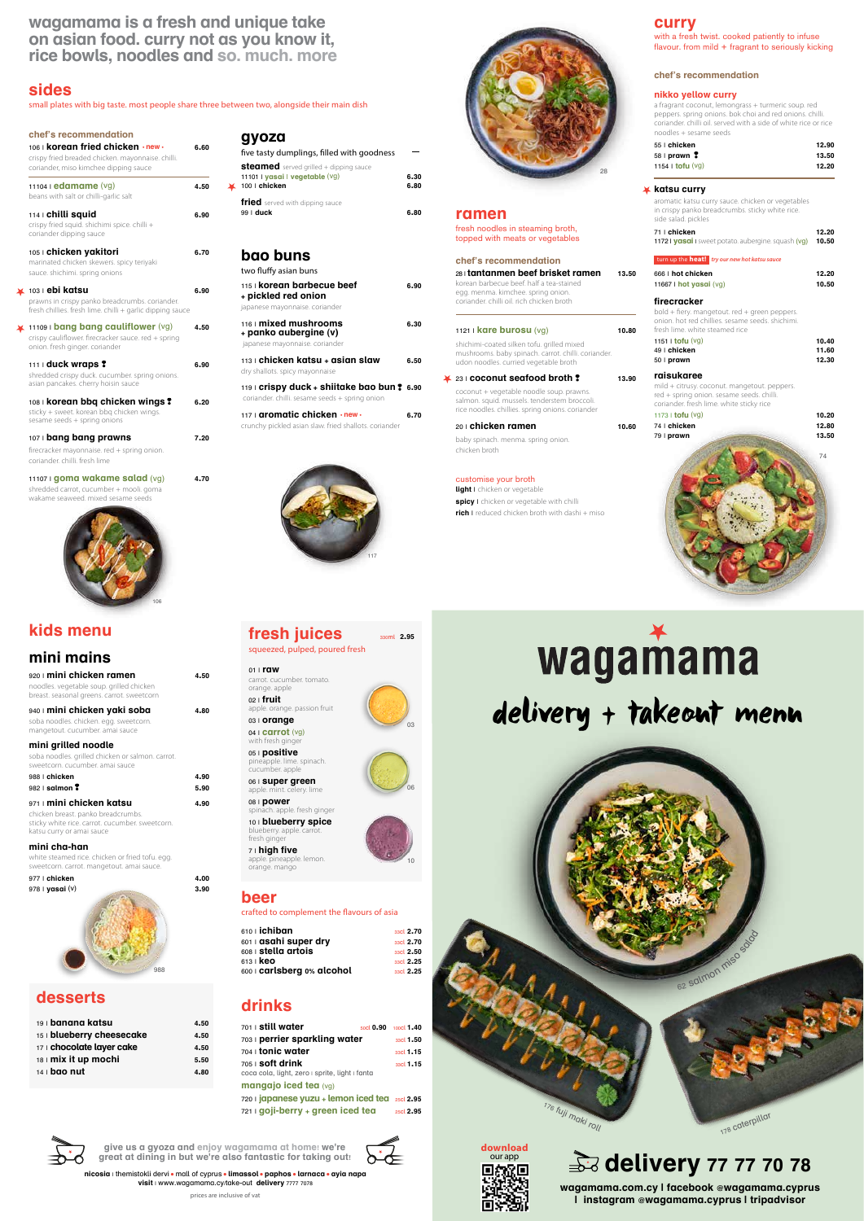# wagamama is a fresh and unique take on asian food. curry not as you know it, rice bowls, noodles and so. much. more

## sides

small plates with big taste. most people share three between two, alongside their main dish

### chef's recommendation

**106 | korean fried chicken** - new - 6.60
crispy fried breaded chicken. mayonnaise. chilli. coriander, miso kimchee dipping sauce

**11104 | edamame (vg)** 4.50
beans with salt or chilli-garlic salt

**114 | chilli squid** 6.90
crispy fried squid. shichimi spice. chilli + coriander dipping sauce

**105 | chicken yakitori** 6.70
marinated chicken skewers. spicy teriyaki sauce. shichimi. spring onions

**103 | ebi katsu** 6.90
prawns in crispy panko breadcrumbs. coriander. fresh chillies. fresh lime. chilli + garlic dipping sauce

**11109 | bang bang cauliflower (vg)** 4.50
crispy fried cauliflower. firecracker sauce. red + spring onion. fresh ginger. coriander

**111 | duck wraps** 6.90
shredded crispy duck. cucumber. spring onions. asian pancakes. cherry hoisin sauce

**108 | korean bbq chicken wings** 6.20
sticky + sweet. korean bbq chicken wings. sesame seeds + spring onions

**107 | bang bang prawns** 7.20
firecracker mayonnaise. red + spring onion. coriander. chilli. fresh lime

**11107 | goma wakame salad (vg)** 4.70
shredded carrot, cucumber + mooli. goma wakame seaweed. mixed sesame seeds

106

## gyoza

five tasty dumplings, filled with goodness

**steamed** served grilled + dipping sauce
11101 | yasai | vegetable (vg) 6.30
100 | chicken 6.80

**fried** served with dipping sauce
99 | duck 6.80

## bao buns

two fluffy asian buns

**115 | korean barbecue beef + pickled red onion** 6.90
japanese mayonnaise. coriander

**116 | mixed mushrooms + panko aubergine (v)** 6.30
japanese mayonnaise. coriander

**113 | chicken katsu + asian slaw** 6.50
dry shallots. spicy mayonnaise

**119 | crispy duck + shiitake bao bun** 6.90
coriander. chilli. sesame seeds + spring onion

**117 | aromatic chicken** - new - 6.70
crunchy pickled asian slaw. fried shallots. coriander

117

28

## ramen

fresh noodles in steaming broth, topped with meats or vegetables

### chef's recommendation

**28 | tantanmen beef brisket ramen** 13.50
korean barbecue beef. half a tea-stained egg. menma. kimchee. spring onion. coriander. chilli oil. rich chicken broth

**1121 | kare burosu (vg)** 10.80
shichimi-coated silken tofu. grilled mixed mushrooms. baby spinach. carrot. chilli. coriander. udon noodles. curried vegetable broth

**23 | coconut seafood broth** 13.90
coconut + vegetable noodle soup. prawns. salmon. squid. mussels. tenderstem broccoli. rice noodles. chillies. spring onions. coriander

**20 | chicken ramen** 10.60
baby spinach. menma. spring onion. chicken broth

customise your broth
**light** | chicken or vegetable
**spicy** | chicken or vegetable with chilli
**rich** | reduced chicken broth with dashi + miso

## curry

with a fresh twist. cooked patiently to infuse flavour. from mild + fragrant to seriously kicking

### chef's recommendation

**nikko yellow curry**
a fragrant coconut, lemongrass + turmeric soup. red peppers. spring onions. bok choi and red onions. chilli. coriander. chilli oil. served with a side of white rice or rice noodles + sesame seeds

55 | chicken 12.90
58 | prawn 13.50
1154 | tofu (vg) 12.20

**katsu curry**
aromatic katsu curry sauce. chicken or vegetables in crispy panko breadcrumbs. sticky white rice. side salad. pickles

71 | chicken 12.20
1172 | yasai | sweet potato. aubergine. squash (vg) 10.50

turn up the **heat!** try our new hot katsu sauce

666 | hot chicken 12.20
11667 | hot yasai (vg) 10.50

**firecracker**
bold + fiery. mangetout. red + green peppers. onion. hot red chillies. sesame seeds. shichimi. fresh lime. white steamed rice

1151 | tofu (vg) 10.40
49 | chicken 11.60
50 | prawn 12.30

**raisukaree**
mild + citrusy. coconut. mangetout. peppers. red + spring onion. sesame seeds. chilli. coriander. fresh lime. white sticky rice

1173 | tofu (vg) 10.20
74 | chicken 12.80
79 | prawn 13.50

74

## kids menu

### mini mains

**920 | mini chicken ramen** 4.50
noodles. vegetable soup. grilled chicken breast. seasonal greens. carrot. sweetcorn

**940 | mini chicken yaki soba** 4.80
soba noodles. chicken. egg. sweetcorn. mangetout. cucumber. amai sauce

**mini grilled noodle**
soba noodles. grilled chicken or salmon. carrot. sweetcorn. cucumber. amai sauce

988 | chicken 4.90
982 | salmon 5.90

**971 | mini chicken katsu** 4.90
chicken breast. panko breadcrumbs. sticky white rice. carrot. cucumber. sweetcorn. katsu curry or amai sauce

**mini cha-han**
white steamed rice. chicken or fried tofu. egg. sweetcorn. carrot. mangetout. amai sauce

977 | chicken 4.00
978 | yasai (v) 3.90

988

## desserts

19 | banana katsu 4.50
15 | blueberry cheesecake 4.50
17 | chocolate layer cake 4.50
18 | mix it up mochi 5.50
14 | bao nut 4.80

## fresh juices

330ml 2.95

squeezed, pulped, poured fresh

**01 | raw**
carrot. cucumber. tomato. orange. apple

**02 | fruit**
apple. orange. passion fruit

**03 | orange**

**04 | carrot (vg)**
with fresh ginger

**05 | positive**
pineapple. lime. spinach. cucumber. apple

**06 | super green**
apple. mint. celery. lime

**08 | power**
spinach. apple. fresh ginger

**10 | blueberry spice**
blueberry. apple. carrot. fresh ginger

**7 | high five**
apple. pineapple. lemon. orange. mango

03

06

10

## beer

crafted to complement the flavours of asia

610 | ichiban 33cl 2.70
601 | asahi super dry 33cl 2.70
608 | stella artois 33cl 2.50
613 | keo 33cl 2.25
600 | carlsberg 0% alcohol 33cl 2.25

## drinks

701 | still water 50cl 0.90 100cl 1.40
703 | perrier sparkling water 33cl 1.50
704 | tonic water 33cl 1.15
705 | soft drink 33cl 1.15
coca cola, light, zero | sprite, light | fanta

**mangajo iced tea** (vg)
720 | japanese yuzu + lemon iced tea 25cl 2.95
721 | goji-berry + green iced tea 25cl 2.95

# wagamama

## delivery + takeout menu

62 salmon miso salad

176 fuji maki roll

178 caterpillar

give us a gyoza and enjoy wagamama at home! we're great at dining in but we're also fantastic for taking out!

**nicosia** | themistokli dervi • mall of cyprus • **limassol** • **paphos** • **larnaca** • **ayia napa**

**visit** | www.wagamama.cy/take-out **delivery** 7777 7078

prices are inclusive of vat

download our app

# delivery 77 77 70 78

wagamama.com.cy | facebook @wagamama.cyprus | instagram @wagamama.cyprus | tripadvisor